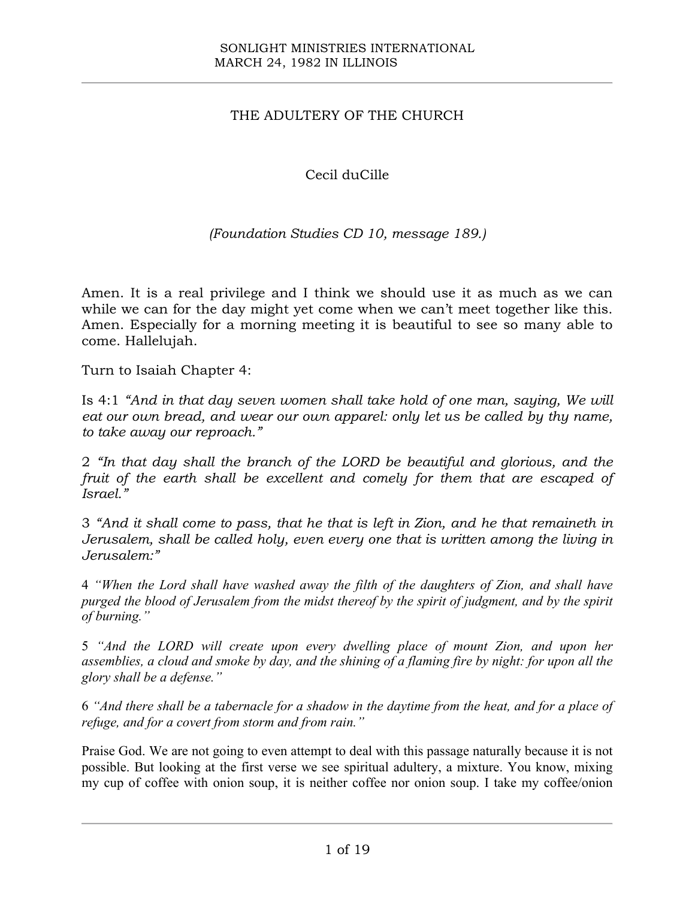# THE ADULTERY OF THE CHURCH

Cecil duCille

*(Foundation Studies CD 10, message 189.)*

Amen. It is a real privilege and I think we should use it as much as we can while we can for the day might yet come when we can't meet together like this. Amen. Especially for a morning meeting it is beautiful to see so many able to come. Hallelujah.

Turn to Isaiah Chapter 4:

Is 4:1 *"And in that day seven women shall take hold of one man, saying, We will eat our own bread, and wear our own apparel: only let us be called by thy name, to take away our reproach."*

2 *"In that day shall the branch of the LORD be beautiful and glorious, and the fruit of the earth shall be excellent and comely for them that are escaped of Israel."*

3 *"And it shall come to pass, that he that is left in Zion, and he that remaineth in Jerusalem, shall be called holy, even every one that is written among the living in Jerusalem:"*

4 *"When the Lord shall have washed away the filth of the daughters of Zion, and shall have purged the blood of Jerusalem from the midst thereof by the spirit of judgment, and by the spirit of burning."*

5 *"And the LORD will create upon every dwelling place of mount Zion, and upon her assemblies, a cloud and smoke by day, and the shining of a flaming fire by night: for upon all the glory shall be a defense."*

6 *"And there shall be a tabernacle for a shadow in the daytime from the heat, and for a place of refuge, and for a covert from storm and from rain."*

Praise God. We are not going to even attempt to deal with this passage naturally because it is not possible. But looking at the first verse we see spiritual adultery, a mixture. You know, mixing my cup of coffee with onion soup, it is neither coffee nor onion soup. I take my coffee/onion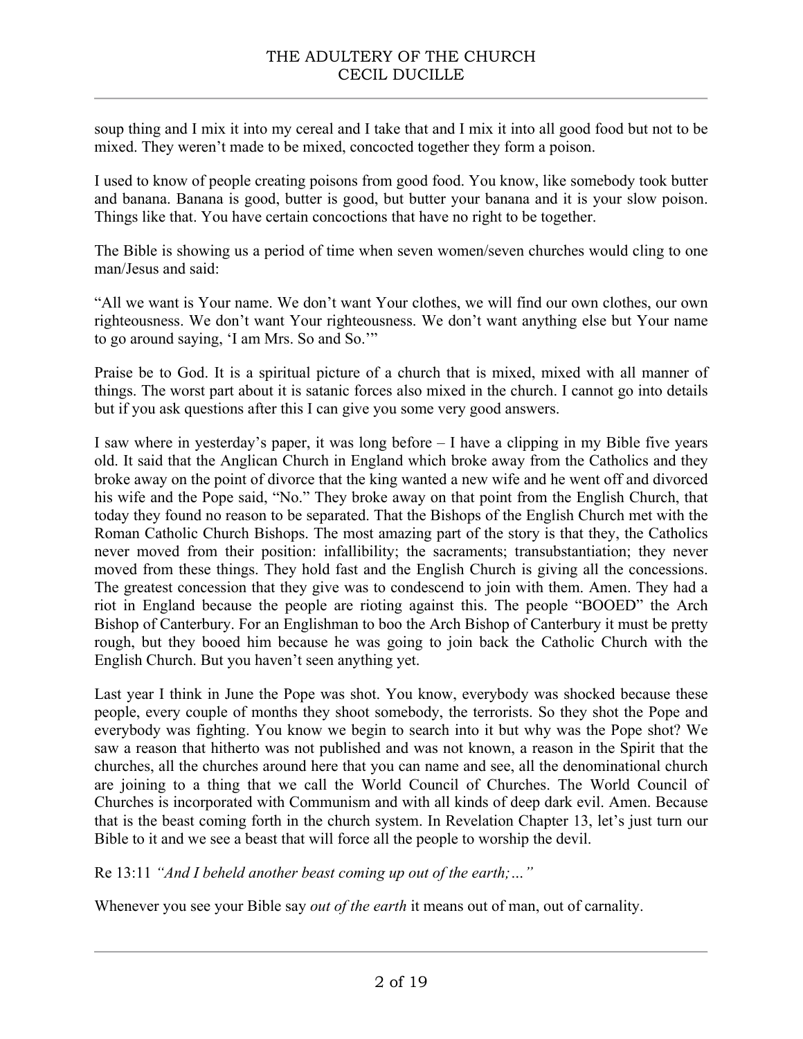soup thing and I mix it into my cereal and I take that and I mix it into all good food but not to be mixed. They weren't made to be mixed, concocted together they form a poison.

I used to know of people creating poisons from good food. You know, like somebody took butter and banana. Banana is good, butter is good, but butter your banana and it is your slow poison. Things like that. You have certain concoctions that have no right to be together.

The Bible is showing us a period of time when seven women/seven churches would cling to one man/Jesus and said:

"All we want is Your name. We don't want Your clothes, we will find our own clothes, our own righteousness. We don't want Your righteousness. We don't want anything else but Your name to go around saying, 'I am Mrs. So and So.'"

Praise be to God. It is a spiritual picture of a church that is mixed, mixed with all manner of things. The worst part about it is satanic forces also mixed in the church. I cannot go into details but if you ask questions after this I can give you some very good answers.

I saw where in yesterday's paper, it was long before – I have a clipping in my Bible five years old. It said that the Anglican Church in England which broke away from the Catholics and they broke away on the point of divorce that the king wanted a new wife and he went off and divorced his wife and the Pope said, "No." They broke away on that point from the English Church, that today they found no reason to be separated. That the Bishops of the English Church met with the Roman Catholic Church Bishops. The most amazing part of the story is that they, the Catholics never moved from their position: infallibility; the sacraments; transubstantiation; they never moved from these things. They hold fast and the English Church is giving all the concessions. The greatest concession that they give was to condescend to join with them. Amen. They had a riot in England because the people are rioting against this. The people "BOOED" the Arch Bishop of Canterbury. For an Englishman to boo the Arch Bishop of Canterbury it must be pretty rough, but they booed him because he was going to join back the Catholic Church with the English Church. But you haven't seen anything yet.

Last year I think in June the Pope was shot. You know, everybody was shocked because these people, every couple of months they shoot somebody, the terrorists. So they shot the Pope and everybody was fighting. You know we begin to search into it but why was the Pope shot? We saw a reason that hitherto was not published and was not known, a reason in the Spirit that the churches, all the churches around here that you can name and see, all the denominational church are joining to a thing that we call the World Council of Churches. The World Council of Churches is incorporated with Communism and with all kinds of deep dark evil. Amen. Because that is the beast coming forth in the church system. In Revelation Chapter 13, let's just turn our Bible to it and we see a beast that will force all the people to worship the devil.

Re 13:11 *"And I beheld another beast coming up out of the earth;…"*

Whenever you see your Bible say *out of the earth* it means out of man, out of carnality.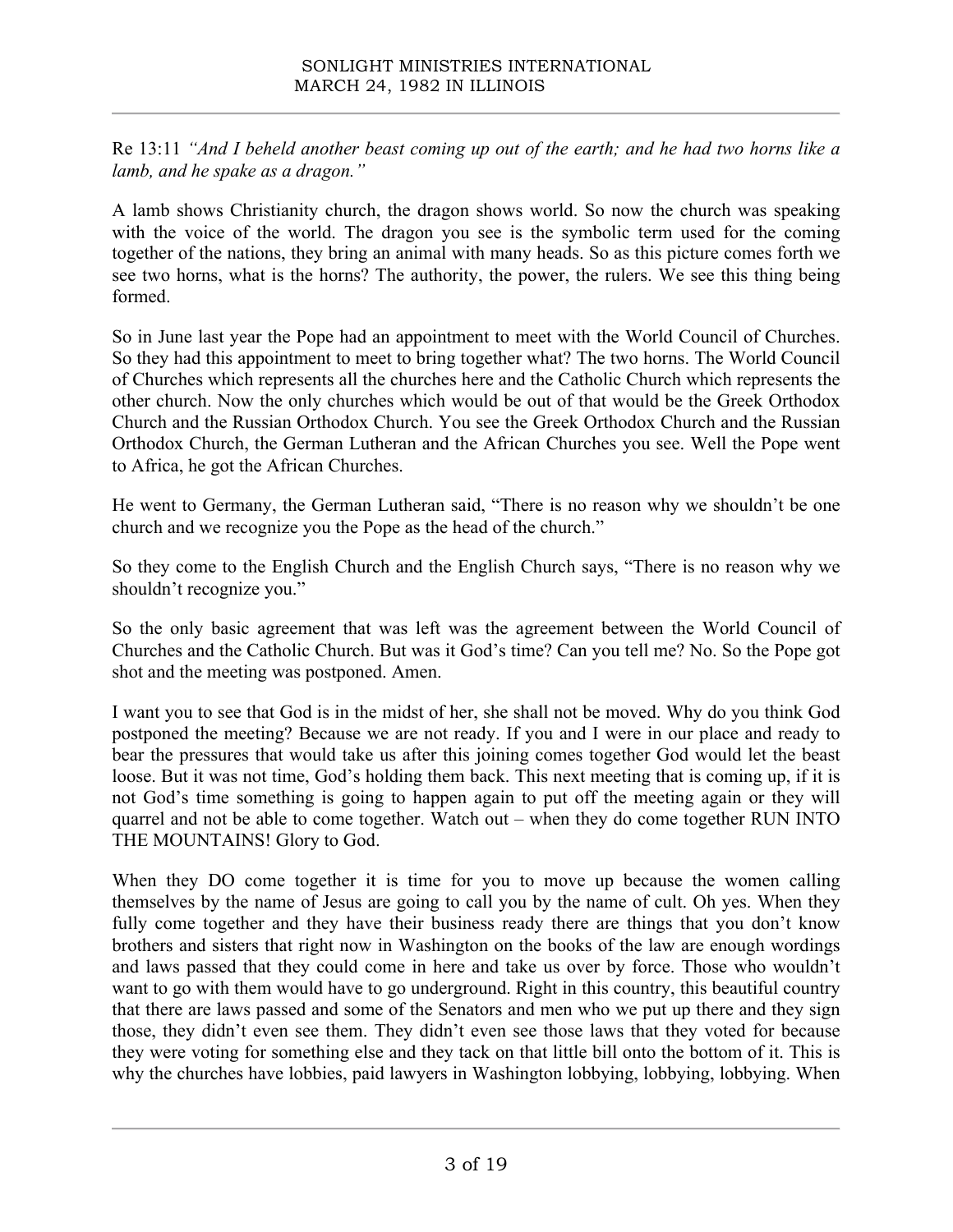Re 13:11 *"And I beheld another beast coming up out of the earth; and he had two horns like a lamb, and he spake as a dragon."*

A lamb shows Christianity church, the dragon shows world. So now the church was speaking with the voice of the world. The dragon you see is the symbolic term used for the coming together of the nations, they bring an animal with many heads. So as this picture comes forth we see two horns, what is the horns? The authority, the power, the rulers. We see this thing being formed.

So in June last year the Pope had an appointment to meet with the World Council of Churches. So they had this appointment to meet to bring together what? The two horns. The World Council of Churches which represents all the churches here and the Catholic Church which represents the other church. Now the only churches which would be out of that would be the Greek Orthodox Church and the Russian Orthodox Church. You see the Greek Orthodox Church and the Russian Orthodox Church, the German Lutheran and the African Churches you see. Well the Pope went to Africa, he got the African Churches.

He went to Germany, the German Lutheran said, "There is no reason why we shouldn't be one church and we recognize you the Pope as the head of the church."

So they come to the English Church and the English Church says, "There is no reason why we shouldn't recognize you."

So the only basic agreement that was left was the agreement between the World Council of Churches and the Catholic Church. But was it God's time? Can you tell me? No. So the Pope got shot and the meeting was postponed. Amen.

I want you to see that God is in the midst of her, she shall not be moved. Why do you think God postponed the meeting? Because we are not ready. If you and I were in our place and ready to bear the pressures that would take us after this joining comes together God would let the beast loose. But it was not time, God's holding them back. This next meeting that is coming up, if it is not God's time something is going to happen again to put off the meeting again or they will quarrel and not be able to come together. Watch out – when they do come together RUN INTO THE MOUNTAINS! Glory to God.

When they DO come together it is time for you to move up because the women calling themselves by the name of Jesus are going to call you by the name of cult. Oh yes. When they fully come together and they have their business ready there are things that you don't know brothers and sisters that right now in Washington on the books of the law are enough wordings and laws passed that they could come in here and take us over by force. Those who wouldn't want to go with them would have to go underground. Right in this country, this beautiful country that there are laws passed and some of the Senators and men who we put up there and they sign those, they didn't even see them. They didn't even see those laws that they voted for because they were voting for something else and they tack on that little bill onto the bottom of it. This is why the churches have lobbies, paid lawyers in Washington lobbying, lobbying, lobbying. When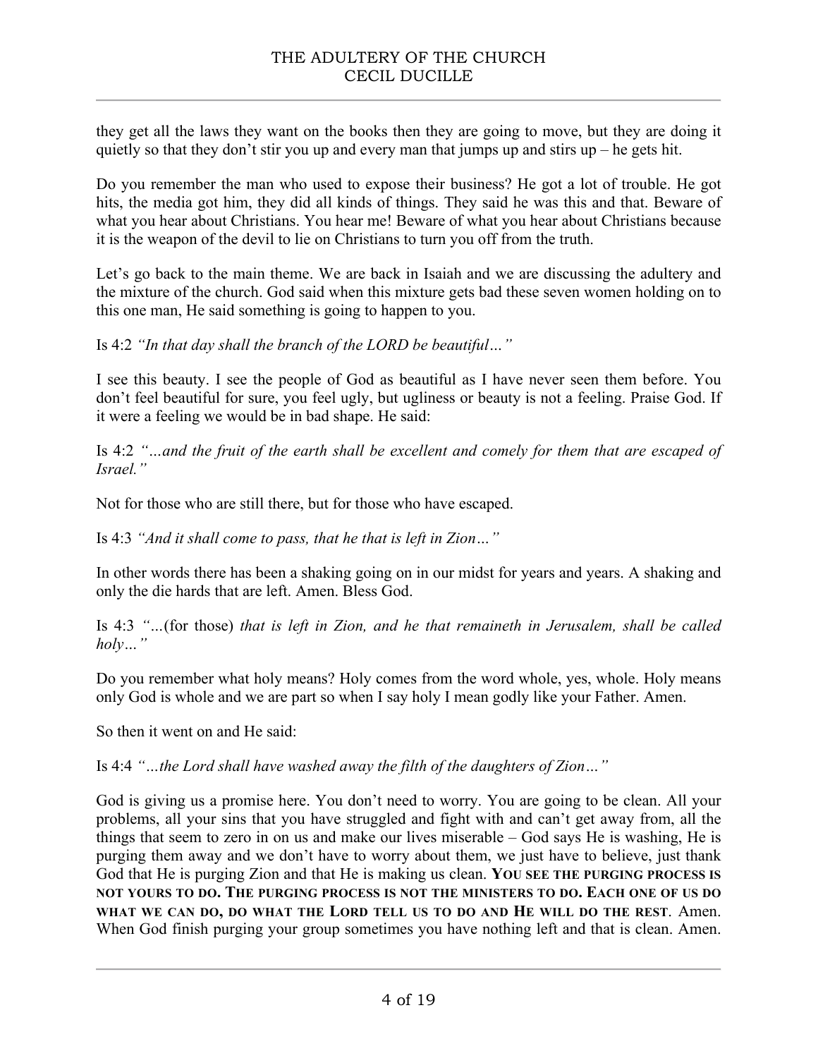they get all the laws they want on the books then they are going to move, but they are doing it quietly so that they don't stir you up and every man that jumps up and stirs up – he gets hit.

Do you remember the man who used to expose their business? He got a lot of trouble. He got hits, the media got him, they did all kinds of things. They said he was this and that. Beware of what you hear about Christians. You hear me! Beware of what you hear about Christians because it is the weapon of the devil to lie on Christians to turn you off from the truth.

Let's go back to the main theme. We are back in Isaiah and we are discussing the adultery and the mixture of the church. God said when this mixture gets bad these seven women holding on to this one man, He said something is going to happen to you.

Is 4:2 *"In that day shall the branch of the LORD be beautiful…"*

I see this beauty. I see the people of God as beautiful as I have never seen them before. You don't feel beautiful for sure, you feel ugly, but ugliness or beauty is not a feeling. Praise God. If it were a feeling we would be in bad shape. He said:

Is 4:2 *"…and the fruit of the earth shall be excellent and comely for them that are escaped of Israel."*

Not for those who are still there, but for those who have escaped.

Is 4:3 *"And it shall come to pass, that he that is left in Zion…"*

In other words there has been a shaking going on in our midst for years and years. A shaking and only the die hards that are left. Amen. Bless God.

Is 4:3 *"…*(for those) *that is left in Zion, and he that remaineth in Jerusalem, shall be called holy…"*

Do you remember what holy means? Holy comes from the word whole, yes, whole. Holy means only God is whole and we are part so when I say holy I mean godly like your Father. Amen.

So then it went on and He said:

Is 4:4 *"…the Lord shall have washed away the filth of the daughters of Zion…"*

God is giving us a promise here. You don't need to worry. You are going to be clean. All your problems, all your sins that you have struggled and fight with and can't get away from, all the things that seem to zero in on us and make our lives miserable – God says He is washing, He is purging them away and we don't have to worry about them, we just have to believe, just thank God that He is purging Zion and that He is making us clean. **YOU SEE THE PURGING PROCESS IS NOT YOURS TO DO. THE PURGING PROCESS IS NOT THE MINISTERS TO DO. EACH ONE OF US DO WHAT WE CAN DO, DO WHAT THE LORD TELL US TO DO AND HE WILL DO THE REST**. Amen. When God finish purging your group sometimes you have nothing left and that is clean. Amen.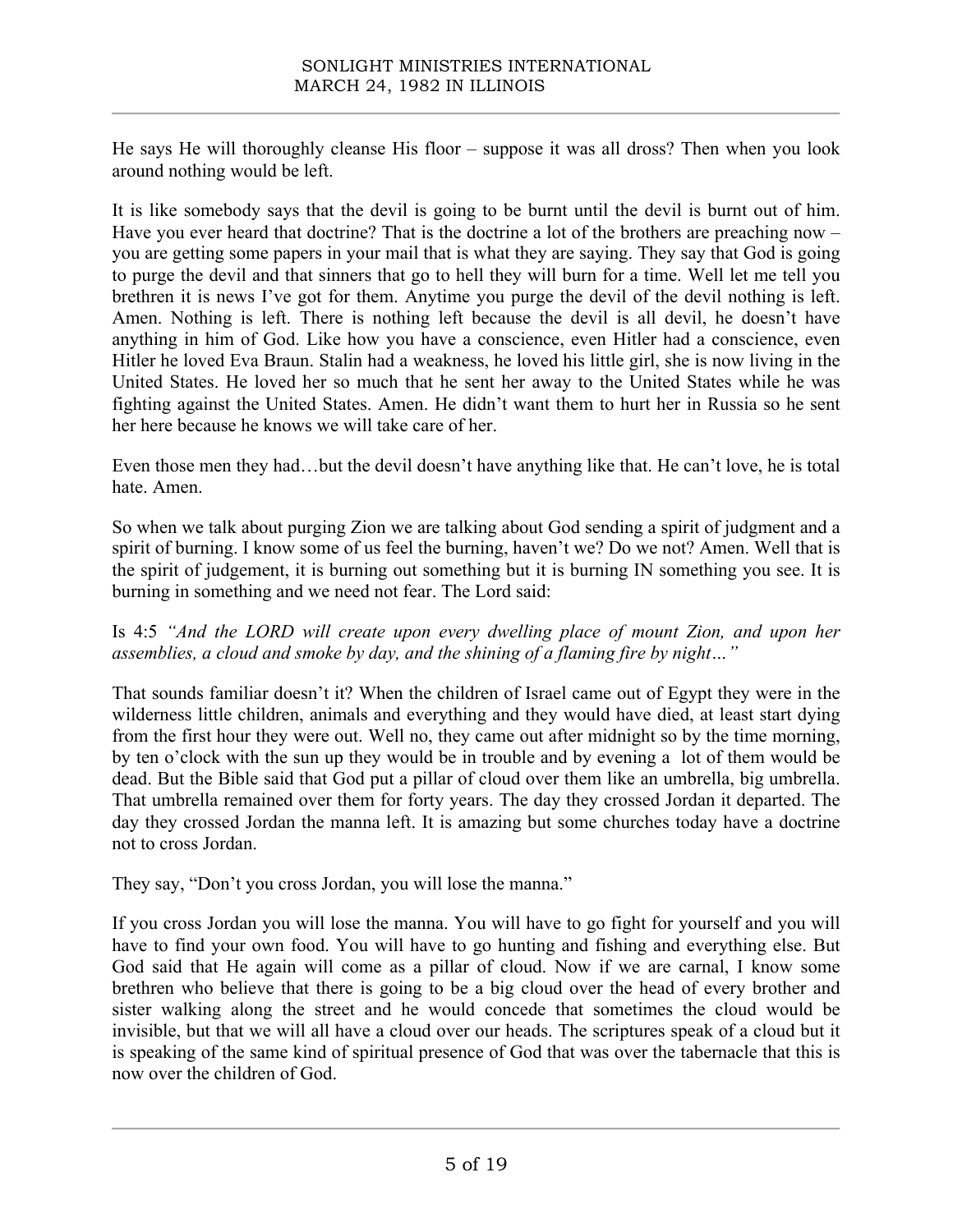He says He will thoroughly cleanse His floor – suppose it was all dross? Then when you look around nothing would be left.

It is like somebody says that the devil is going to be burnt until the devil is burnt out of him. Have you ever heard that doctrine? That is the doctrine a lot of the brothers are preaching now – you are getting some papers in your mail that is what they are saying. They say that God is going to purge the devil and that sinners that go to hell they will burn for a time. Well let me tell you brethren it is news I've got for them. Anytime you purge the devil of the devil nothing is left. Amen. Nothing is left. There is nothing left because the devil is all devil, he doesn't have anything in him of God. Like how you have a conscience, even Hitler had a conscience, even Hitler he loved Eva Braun. Stalin had a weakness, he loved his little girl, she is now living in the United States. He loved her so much that he sent her away to the United States while he was fighting against the United States. Amen. He didn't want them to hurt her in Russia so he sent her here because he knows we will take care of her.

Even those men they had…but the devil doesn't have anything like that. He can't love, he is total hate. Amen.

So when we talk about purging Zion we are talking about God sending a spirit of judgment and a spirit of burning. I know some of us feel the burning, haven't we? Do we not? Amen. Well that is the spirit of judgement, it is burning out something but it is burning IN something you see. It is burning in something and we need not fear. The Lord said:

Is 4:5 *"And the LORD will create upon every dwelling place of mount Zion, and upon her assemblies, a cloud and smoke by day, and the shining of a flaming fire by night…"*

That sounds familiar doesn't it? When the children of Israel came out of Egypt they were in the wilderness little children, animals and everything and they would have died, at least start dying from the first hour they were out. Well no, they came out after midnight so by the time morning, by ten o'clock with the sun up they would be in trouble and by evening a lot of them would be dead. But the Bible said that God put a pillar of cloud over them like an umbrella, big umbrella. That umbrella remained over them for forty years. The day they crossed Jordan it departed. The day they crossed Jordan the manna left. It is amazing but some churches today have a doctrine not to cross Jordan.

They say, "Don't you cross Jordan, you will lose the manna."

If you cross Jordan you will lose the manna. You will have to go fight for yourself and you will have to find your own food. You will have to go hunting and fishing and everything else. But God said that He again will come as a pillar of cloud. Now if we are carnal, I know some brethren who believe that there is going to be a big cloud over the head of every brother and sister walking along the street and he would concede that sometimes the cloud would be invisible, but that we will all have a cloud over our heads. The scriptures speak of a cloud but it is speaking of the same kind of spiritual presence of God that was over the tabernacle that this is now over the children of God.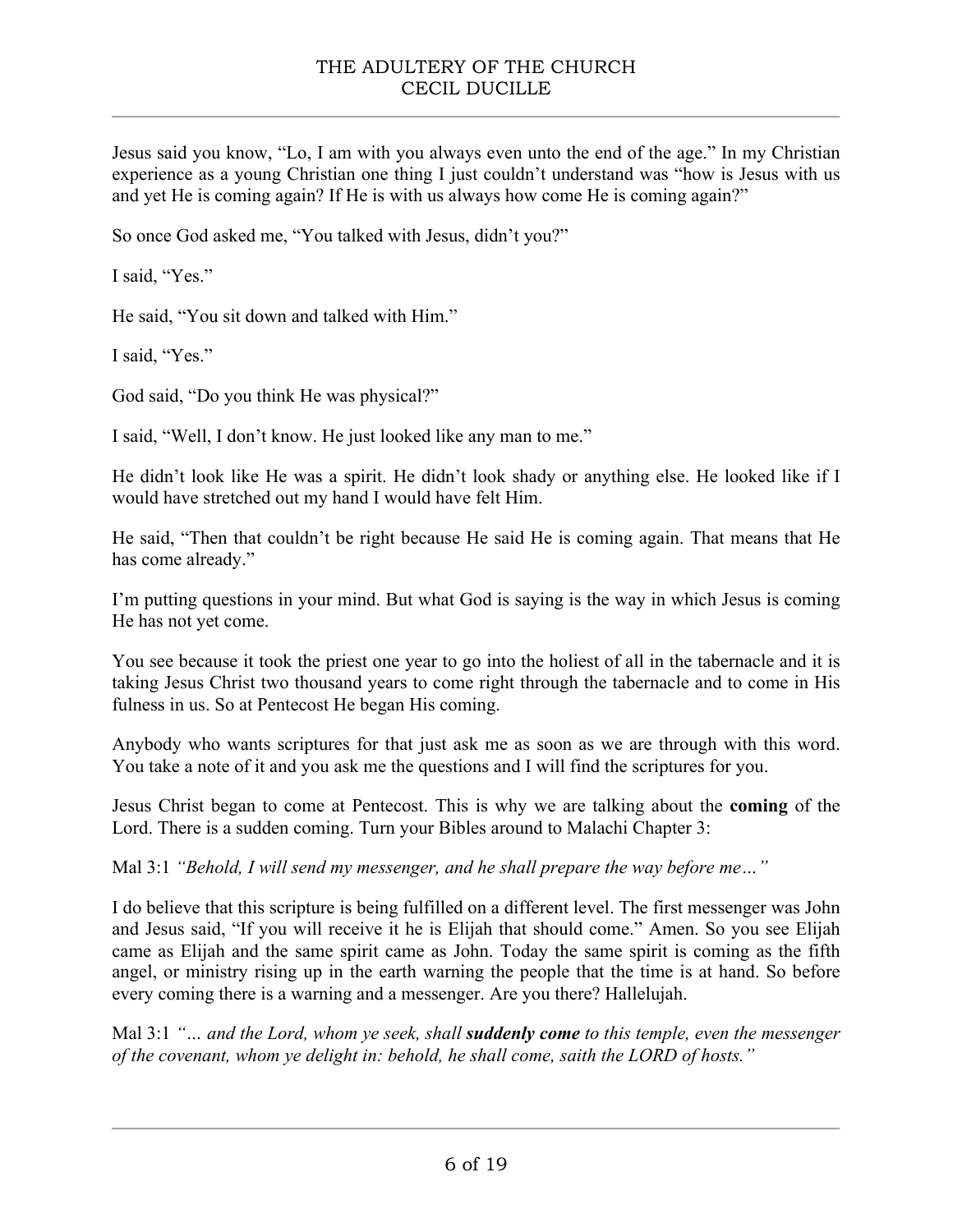Jesus said you know, “Lo, I am with you always even unto the end of the age.” In my Christian experience as a young Christian one thing I just couldn’t understand was “how is Jesus with us and yet He is coming again? If He is with us always how come He is coming again?”

So once God asked me, “You talked with Jesus, didn’t you?”

I said, “Yes.”

He said, “You sit down and talked with Him.”

I said, “Yes.”

God said, “Do you think He was physical?”

I said, “Well, I don’t know. He just looked like any man to me.”

He didn’t look like He was a spirit. He didn’t look shady or anything else. He looked like if I would have stretched out my hand I would have felt Him.

He said, “Then that couldn’t be right because He said He is coming again. That means that He has come already.”

I’m putting questions in your mind. But what God is saying is the way in which Jesus is coming He has not yet come.

You see because it took the priest one year to go into the holiest of all in the tabernacle and it is taking Jesus Christ two thousand years to come right through the tabernacle and to come in His fulness in us. So at Pentecost He began His coming.

Anybody who wants scriptures for that just ask me as soon as we are through with this word. You take a note of it and you ask me the questions and I will find the scriptures for you.

Jesus Christ began to come at Pentecost. This is why we are talking about the **coming** of the Lord. There is a sudden coming. Turn your Bibles around to Malachi Chapter 3:

Mal 3:1 *“Behold, I will send my messenger, and he shall prepare the way before me…”*

I do believe that this scripture is being fulfilled on a different level. The first messenger was John and Jesus said, “If you will receive it he is Elijah that should come.” Amen. So you see Elijah came as Elijah and the same spirit came as John. Today the same spirit is coming as the fifth angel, or ministry rising up in the earth warning the people that the time is at hand. So before every coming there is a warning and a messenger. Are you there? Hallelujah.

Mal 3:1 *“… and the Lord, whom ye seek, shall **suddenly come** to this temple, even the messenger of the covenant, whom ye delight in: behold, he shall come, saith the LORD of hosts.”*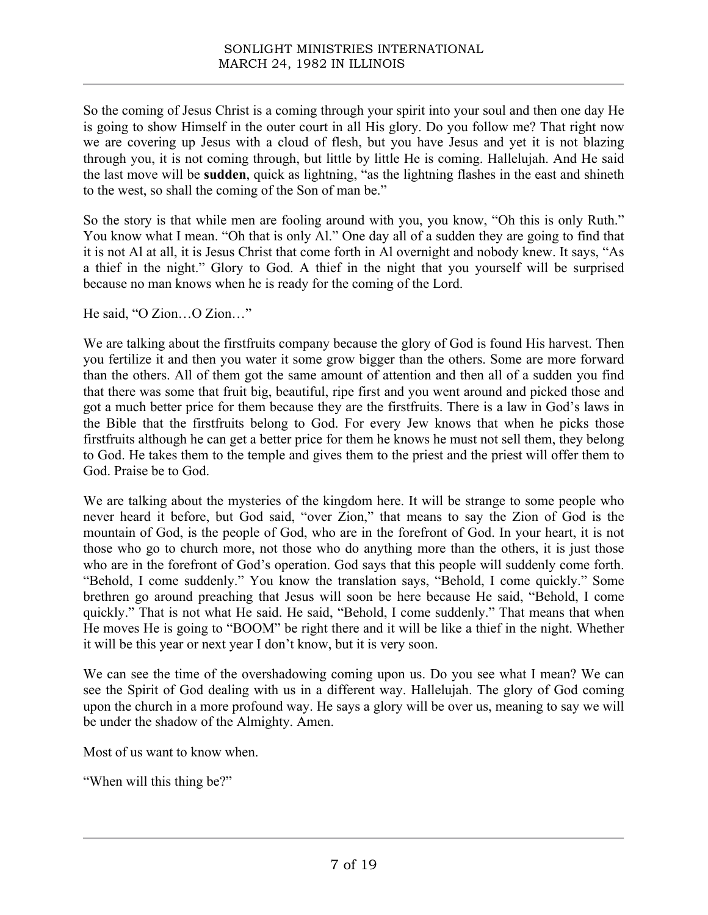So the coming of Jesus Christ is a coming through your spirit into your soul and then one day He is going to show Himself in the outer court in all His glory. Do you follow me? That right now we are covering up Jesus with a cloud of flesh, but you have Jesus and yet it is not blazing through you, it is not coming through, but little by little He is coming. Hallelujah. And He said the last move will be **sudden**, quick as lightning, "as the lightning flashes in the east and shineth to the west, so shall the coming of the Son of man be."

So the story is that while men are fooling around with you, you know, "Oh this is only Ruth." You know what I mean. "Oh that is only Al." One day all of a sudden they are going to find that it is not Al at all, it is Jesus Christ that come forth in Al overnight and nobody knew. It says, "As a thief in the night." Glory to God. A thief in the night that you yourself will be surprised because no man knows when he is ready for the coming of the Lord.

He said, "O Zion…O Zion…"

We are talking about the firstfruits company because the glory of God is found His harvest. Then you fertilize it and then you water it some grow bigger than the others. Some are more forward than the others. All of them got the same amount of attention and then all of a sudden you find that there was some that fruit big, beautiful, ripe first and you went around and picked those and got a much better price for them because they are the firstfruits. There is a law in God's laws in the Bible that the firstfruits belong to God. For every Jew knows that when he picks those firstfruits although he can get a better price for them he knows he must not sell them, they belong to God. He takes them to the temple and gives them to the priest and the priest will offer them to God. Praise be to God.

We are talking about the mysteries of the kingdom here. It will be strange to some people who never heard it before, but God said, "over Zion," that means to say the Zion of God is the mountain of God, is the people of God, who are in the forefront of God. In your heart, it is not those who go to church more, not those who do anything more than the others, it is just those who are in the forefront of God's operation. God says that this people will suddenly come forth. "Behold, I come suddenly." You know the translation says, "Behold, I come quickly." Some brethren go around preaching that Jesus will soon be here because He said, "Behold, I come quickly." That is not what He said. He said, "Behold, I come suddenly." That means that when He moves He is going to "BOOM" be right there and it will be like a thief in the night. Whether it will be this year or next year I don't know, but it is very soon.

We can see the time of the overshadowing coming upon us. Do you see what I mean? We can see the Spirit of God dealing with us in a different way. Hallelujah. The glory of God coming upon the church in a more profound way. He says a glory will be over us, meaning to say we will be under the shadow of the Almighty. Amen.

Most of us want to know when.

"When will this thing be?"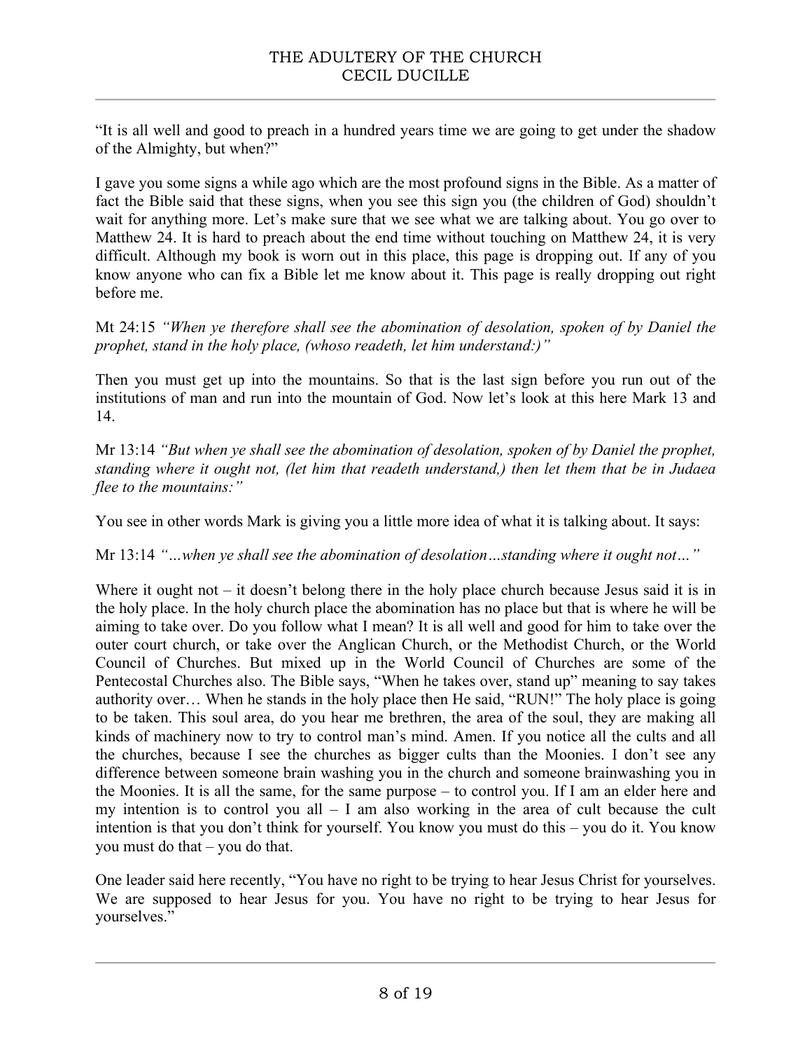"It is all well and good to preach in a hundred years time we are going to get under the shadow of the Almighty, but when?"

I gave you some signs a while ago which are the most profound signs in the Bible. As a matter of fact the Bible said that these signs, when you see this sign you (the children of God) shouldn't wait for anything more. Let's make sure that we see what we are talking about. You go over to Matthew 24. It is hard to preach about the end time without touching on Matthew 24, it is very difficult. Although my book is worn out in this place, this page is dropping out. If any of you know anyone who can fix a Bible let me know about it. This page is really dropping out right before me.

Mt 24:15 *"When ye therefore shall see the abomination of desolation, spoken of by Daniel the prophet, stand in the holy place, (whoso readeth, let him understand:)"*

Then you must get up into the mountains. So that is the last sign before you run out of the institutions of man and run into the mountain of God. Now let's look at this here Mark 13 and 14.

Mr 13:14 *"But when ye shall see the abomination of desolation, spoken of by Daniel the prophet, standing where it ought not, (let him that readeth understand,) then let them that be in Judaea flee to the mountains:"*

You see in other words Mark is giving you a little more idea of what it is talking about. It says:

Mr 13:14 *"…when ye shall see the abomination of desolation…standing where it ought not…"*

Where it ought not – it doesn't belong there in the holy place church because Jesus said it is in the holy place. In the holy church place the abomination has no place but that is where he will be aiming to take over. Do you follow what I mean? It is all well and good for him to take over the outer court church, or take over the Anglican Church, or the Methodist Church, or the World Council of Churches. But mixed up in the World Council of Churches are some of the Pentecostal Churches also. The Bible says, "When he takes over, stand up" meaning to say takes authority over… When he stands in the holy place then He said, "RUN!" The holy place is going to be taken. This soul area, do you hear me brethren, the area of the soul, they are making all kinds of machinery now to try to control man's mind. Amen. If you notice all the cults and all the churches, because I see the churches as bigger cults than the Moonies. I don't see any difference between someone brain washing you in the church and someone brainwashing you in the Moonies. It is all the same, for the same purpose – to control you. If I am an elder here and my intention is to control you all – I am also working in the area of cult because the cult intention is that you don't think for yourself. You know you must do this – you do it. You know you must do that – you do that.

One leader said here recently, "You have no right to be trying to hear Jesus Christ for yourselves. We are supposed to hear Jesus for you. You have no right to be trying to hear Jesus for yourselves."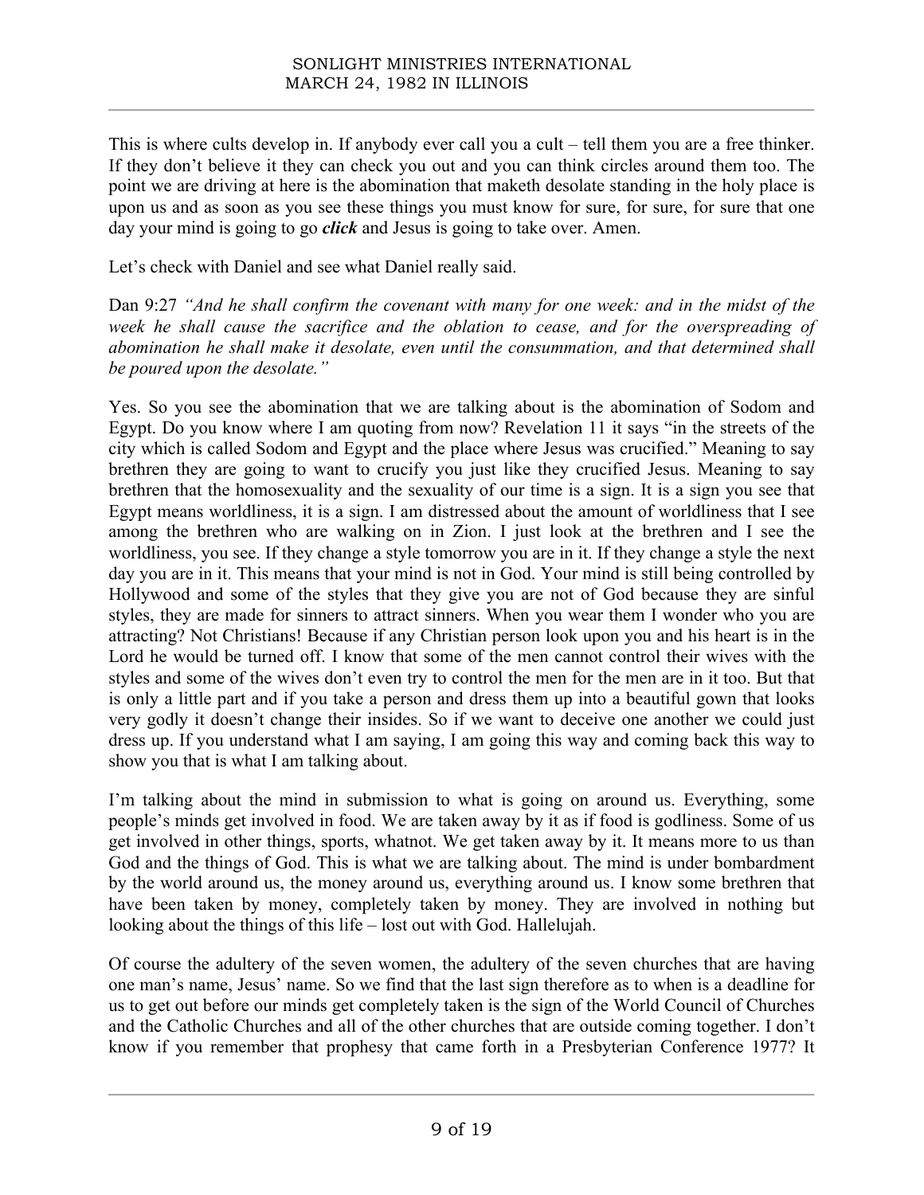This is where cults develop in. If anybody ever call you a cult – tell them you are a free thinker. If they don't believe it they can check you out and you can think circles around them too. The point we are driving at here is the abomination that maketh desolate standing in the holy place is upon us and as soon as you see these things you must know for sure, for sure, for sure that one day your mind is going to go ***click*** and Jesus is going to take over. Amen.

Let's check with Daniel and see what Daniel really said.

Dan 9:27 *"And he shall confirm the covenant with many for one week: and in the midst of the week he shall cause the sacrifice and the oblation to cease, and for the overspreading of abomination he shall make it desolate, even until the consummation, and that determined shall be poured upon the desolate."*

Yes. So you see the abomination that we are talking about is the abomination of Sodom and Egypt. Do you know where I am quoting from now? Revelation 11 it says "in the streets of the city which is called Sodom and Egypt and the place where Jesus was crucified." Meaning to say brethren they are going to want to crucify you just like they crucified Jesus. Meaning to say brethren that the homosexuality and the sexuality of our time is a sign. It is a sign you see that Egypt means worldliness, it is a sign. I am distressed about the amount of worldliness that I see among the brethren who are walking on in Zion. I just look at the brethren and I see the worldliness, you see. If they change a style tomorrow you are in it. If they change a style the next day you are in it. This means that your mind is not in God. Your mind is still being controlled by Hollywood and some of the styles that they give you are not of God because they are sinful styles, they are made for sinners to attract sinners. When you wear them I wonder who you are attracting? Not Christians! Because if any Christian person look upon you and his heart is in the Lord he would be turned off. I know that some of the men cannot control their wives with the styles and some of the wives don't even try to control the men for the men are in it too. But that is only a little part and if you take a person and dress them up into a beautiful gown that looks very godly it doesn't change their insides. So if we want to deceive one another we could just dress up. If you understand what I am saying, I am going this way and coming back this way to show you that is what I am talking about.

I'm talking about the mind in submission to what is going on around us. Everything, some people's minds get involved in food. We are taken away by it as if food is godliness. Some of us get involved in other things, sports, whatnot. We get taken away by it. It means more to us than God and the things of God. This is what we are talking about. The mind is under bombardment by the world around us, the money around us, everything around us. I know some brethren that have been taken by money, completely taken by money. They are involved in nothing but looking about the things of this life – lost out with God. Hallelujah.

Of course the adultery of the seven women, the adultery of the seven churches that are having one man's name, Jesus' name. So we find that the last sign therefore as to when is a deadline for us to get out before our minds get completely taken is the sign of the World Council of Churches and the Catholic Churches and all of the other churches that are outside coming together. I don't know if you remember that prophesy that came forth in a Presbyterian Conference 1977? It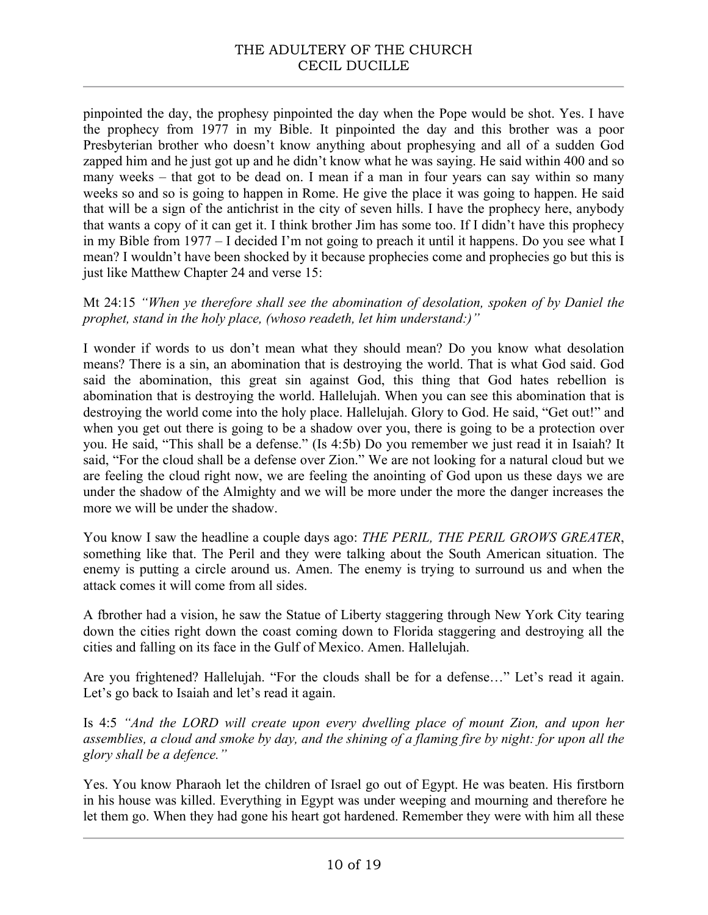pinpointed the day, the prophesy pinpointed the day when the Pope would be shot. Yes. I have the prophecy from 1977 in my Bible. It pinpointed the day and this brother was a poor Presbyterian brother who doesn't know anything about prophesying and all of a sudden God zapped him and he just got up and he didn't know what he was saying. He said within 400 and so many weeks – that got to be dead on. I mean if a man in four years can say within so many weeks so and so is going to happen in Rome. He give the place it was going to happen. He said that will be a sign of the antichrist in the city of seven hills. I have the prophecy here, anybody that wants a copy of it can get it. I think brother Jim has some too. If I didn't have this prophecy in my Bible from 1977 – I decided I'm not going to preach it until it happens. Do you see what I mean? I wouldn't have been shocked by it because prophecies come and prophecies go but this is just like Matthew Chapter 24 and verse 15:

Mt 24:15 *"When ye therefore shall see the abomination of desolation, spoken of by Daniel the prophet, stand in the holy place, (whoso readeth, let him understand:)"*

I wonder if words to us don't mean what they should mean? Do you know what desolation means? There is a sin, an abomination that is destroying the world. That is what God said. God said the abomination, this great sin against God, this thing that God hates rebellion is abomination that is destroying the world. Hallelujah. When you can see this abomination that is destroying the world come into the holy place. Hallelujah. Glory to God. He said, "Get out!" and when you get out there is going to be a shadow over you, there is going to be a protection over you. He said, "This shall be a defense." (Is 4:5b) Do you remember we just read it in Isaiah? It said, "For the cloud shall be a defense over Zion." We are not looking for a natural cloud but we are feeling the cloud right now, we are feeling the anointing of God upon us these days we are under the shadow of the Almighty and we will be more under the more the danger increases the more we will be under the shadow.

You know I saw the headline a couple days ago: *THE PERIL, THE PERIL GROWS GREATER*, something like that. The Peril and they were talking about the South American situation. The enemy is putting a circle around us. Amen. The enemy is trying to surround us and when the attack comes it will come from all sides.

A fbrother had a vision, he saw the Statue of Liberty staggering through New York City tearing down the cities right down the coast coming down to Florida staggering and destroying all the cities and falling on its face in the Gulf of Mexico. Amen. Hallelujah.

Are you frightened? Hallelujah. "For the clouds shall be for a defense…" Let's read it again. Let's go back to Isaiah and let's read it again.

Is 4:5 *"And the LORD will create upon every dwelling place of mount Zion, and upon her assemblies, a cloud and smoke by day, and the shining of a flaming fire by night: for upon all the glory shall be a defence."*

Yes. You know Pharaoh let the children of Israel go out of Egypt. He was beaten. His firstborn in his house was killed. Everything in Egypt was under weeping and mourning and therefore he let them go. When they had gone his heart got hardened. Remember they were with him all these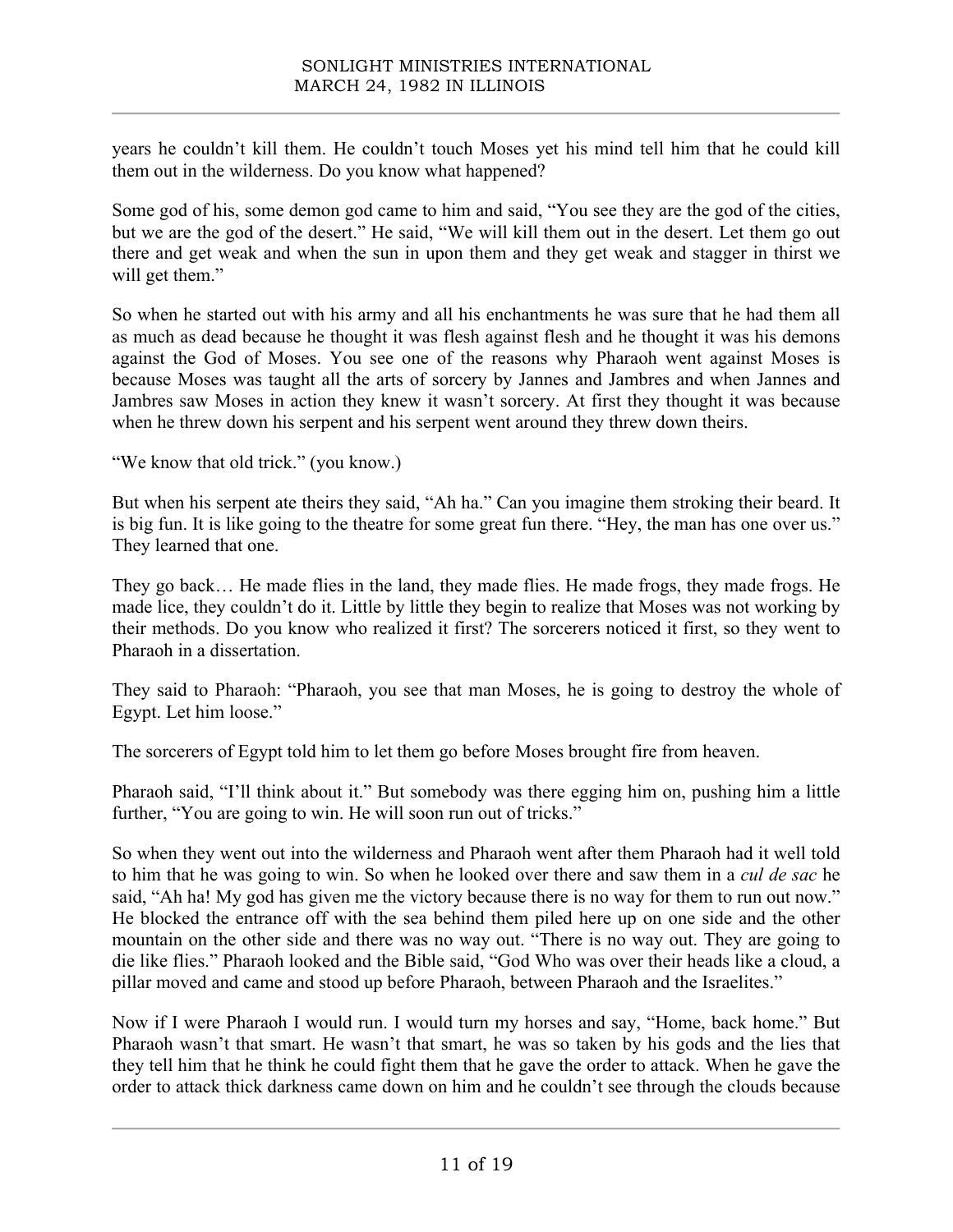years he couldn't kill them. He couldn't touch Moses yet his mind tell him that he could kill them out in the wilderness. Do you know what happened?

Some god of his, some demon god came to him and said, "You see they are the god of the cities, but we are the god of the desert." He said, "We will kill them out in the desert. Let them go out there and get weak and when the sun in upon them and they get weak and stagger in thirst we will get them."

So when he started out with his army and all his enchantments he was sure that he had them all as much as dead because he thought it was flesh against flesh and he thought it was his demons against the God of Moses. You see one of the reasons why Pharaoh went against Moses is because Moses was taught all the arts of sorcery by Jannes and Jambres and when Jannes and Jambres saw Moses in action they knew it wasn't sorcery. At first they thought it was because when he threw down his serpent and his serpent went around they threw down theirs.

"We know that old trick." (you know.)

But when his serpent ate theirs they said, "Ah ha." Can you imagine them stroking their beard. It is big fun. It is like going to the theatre for some great fun there. "Hey, the man has one over us." They learned that one.

They go back… He made flies in the land, they made flies. He made frogs, they made frogs. He made lice, they couldn't do it. Little by little they begin to realize that Moses was not working by their methods. Do you know who realized it first? The sorcerers noticed it first, so they went to Pharaoh in a dissertation.

They said to Pharaoh: "Pharaoh, you see that man Moses, he is going to destroy the whole of Egypt. Let him loose."

The sorcerers of Egypt told him to let them go before Moses brought fire from heaven.

Pharaoh said, "I'll think about it." But somebody was there egging him on, pushing him a little further, "You are going to win. He will soon run out of tricks."

So when they went out into the wilderness and Pharaoh went after them Pharaoh had it well told to him that he was going to win. So when he looked over there and saw them in a *cul de sac* he said, "Ah ha! My god has given me the victory because there is no way for them to run out now." He blocked the entrance off with the sea behind them piled here up on one side and the other mountain on the other side and there was no way out. "There is no way out. They are going to die like flies." Pharaoh looked and the Bible said, "God Who was over their heads like a cloud, a pillar moved and came and stood up before Pharaoh, between Pharaoh and the Israelites."

Now if I were Pharaoh I would run. I would turn my horses and say, "Home, back home." But Pharaoh wasn't that smart. He wasn't that smart, he was so taken by his gods and the lies that they tell him that he think he could fight them that he gave the order to attack. When he gave the order to attack thick darkness came down on him and he couldn't see through the clouds because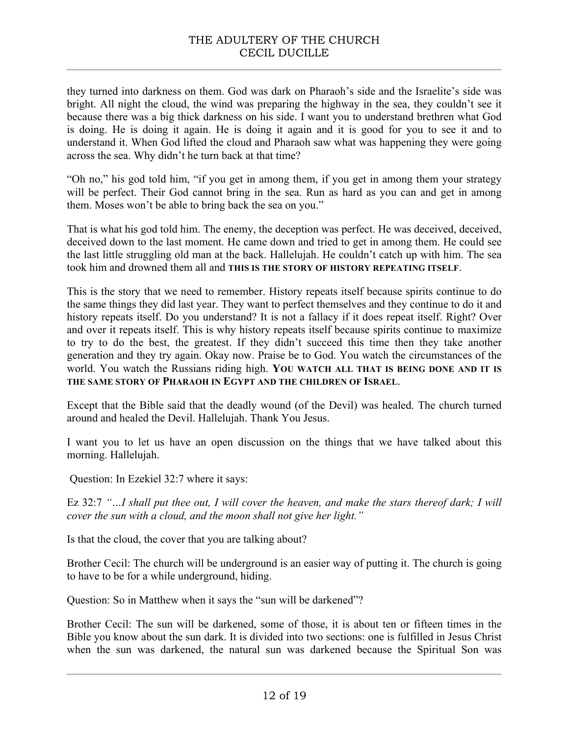they turned into darkness on them. God was dark on Pharaoh's side and the Israelite's side was bright. All night the cloud, the wind was preparing the highway in the sea, they couldn't see it because there was a big thick darkness on his side. I want you to understand brethren what God is doing. He is doing it again. He is doing it again and it is good for you to see it and to understand it. When God lifted the cloud and Pharaoh saw what was happening they were going across the sea. Why didn't he turn back at that time?

"Oh no," his god told him, "if you get in among them, if you get in among them your strategy will be perfect. Their God cannot bring in the sea. Run as hard as you can and get in among them. Moses won't be able to bring back the sea on you."

That is what his god told him. The enemy, the deception was perfect. He was deceived, deceived, deceived down to the last moment. He came down and tried to get in among them. He could see the last little struggling old man at the back. Hallelujah. He couldn't catch up with him. The sea took him and drowned them all and **THIS IS THE STORY OF HISTORY REPEATING ITSELF**.

This is the story that we need to remember. History repeats itself because spirits continue to do the same things they did last year. They want to perfect themselves and they continue to do it and history repeats itself. Do you understand? It is not a fallacy if it does repeat itself. Right? Over and over it repeats itself. This is why history repeats itself because spirits continue to maximize to try to do the best, the greatest. If they didn't succeed this time then they take another generation and they try again. Okay now. Praise be to God. You watch the circumstances of the world. You watch the Russians riding high. **YOU WATCH ALL THAT IS BEING DONE AND IT IS THE SAME STORY OF PHARAOH IN EGYPT AND THE CHILDREN OF ISRAEL**.

Except that the Bible said that the deadly wound (of the Devil) was healed. The church turned around and healed the Devil. Hallelujah. Thank You Jesus.

I want you to let us have an open discussion on the things that we have talked about this morning. Hallelujah.

Question: In Ezekiel 32:7 where it says:

Ez 32:7 *"…I shall put thee out, I will cover the heaven, and make the stars thereof dark; I will cover the sun with a cloud, and the moon shall not give her light."*

Is that the cloud, the cover that you are talking about?

Brother Cecil: The church will be underground is an easier way of putting it. The church is going to have to be for a while underground, hiding.

Question: So in Matthew when it says the "sun will be darkened"?

Brother Cecil: The sun will be darkened, some of those, it is about ten or fifteen times in the Bible you know about the sun dark. It is divided into two sections: one is fulfilled in Jesus Christ when the sun was darkened, the natural sun was darkened because the Spiritual Son was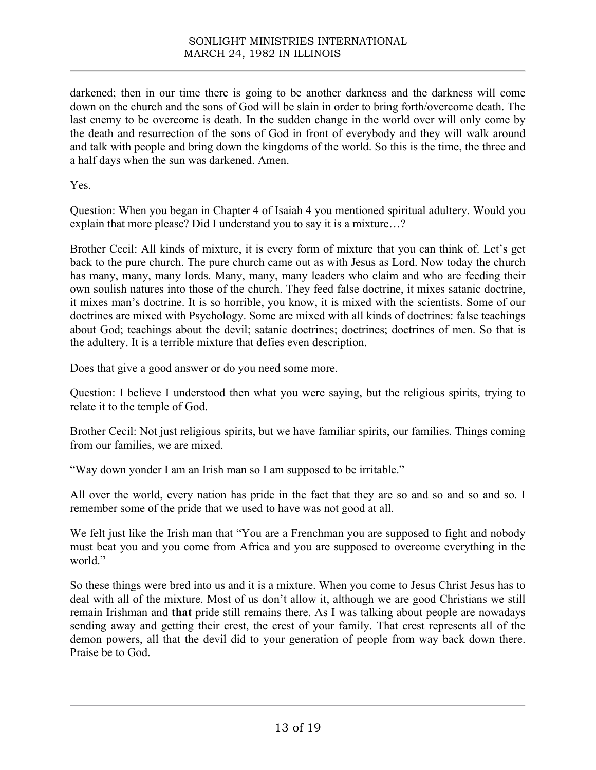darkened; then in our time there is going to be another darkness and the darkness will come down on the church and the sons of God will be slain in order to bring forth/overcome death. The last enemy to be overcome is death. In the sudden change in the world over will only come by the death and resurrection of the sons of God in front of everybody and they will walk around and talk with people and bring down the kingdoms of the world. So this is the time, the three and a half days when the sun was darkened. Amen.

Yes.

Question: When you began in Chapter 4 of Isaiah 4 you mentioned spiritual adultery. Would you explain that more please? Did I understand you to say it is a mixture…?

Brother Cecil: All kinds of mixture, it is every form of mixture that you can think of. Let's get back to the pure church. The pure church came out as with Jesus as Lord. Now today the church has many, many, many lords. Many, many, many leaders who claim and who are feeding their own soulish natures into those of the church. They feed false doctrine, it mixes satanic doctrine, it mixes man's doctrine. It is so horrible, you know, it is mixed with the scientists. Some of our doctrines are mixed with Psychology. Some are mixed with all kinds of doctrines: false teachings about God; teachings about the devil; satanic doctrines; doctrines; doctrines of men. So that is the adultery. It is a terrible mixture that defies even description.

Does that give a good answer or do you need some more.

Question: I believe I understood then what you were saying, but the religious spirits, trying to relate it to the temple of God.

Brother Cecil: Not just religious spirits, but we have familiar spirits, our families. Things coming from our families, we are mixed.

"Way down yonder I am an Irish man so I am supposed to be irritable."

All over the world, every nation has pride in the fact that they are so and so and so and so. I remember some of the pride that we used to have was not good at all.

We felt just like the Irish man that "You are a Frenchman you are supposed to fight and nobody must beat you and you come from Africa and you are supposed to overcome everything in the world."

So these things were bred into us and it is a mixture. When you come to Jesus Christ Jesus has to deal with all of the mixture. Most of us don't allow it, although we are good Christians we still remain Irishman and **that** pride still remains there. As I was talking about people are nowadays sending away and getting their crest, the crest of your family. That crest represents all of the demon powers, all that the devil did to your generation of people from way back down there. Praise be to God.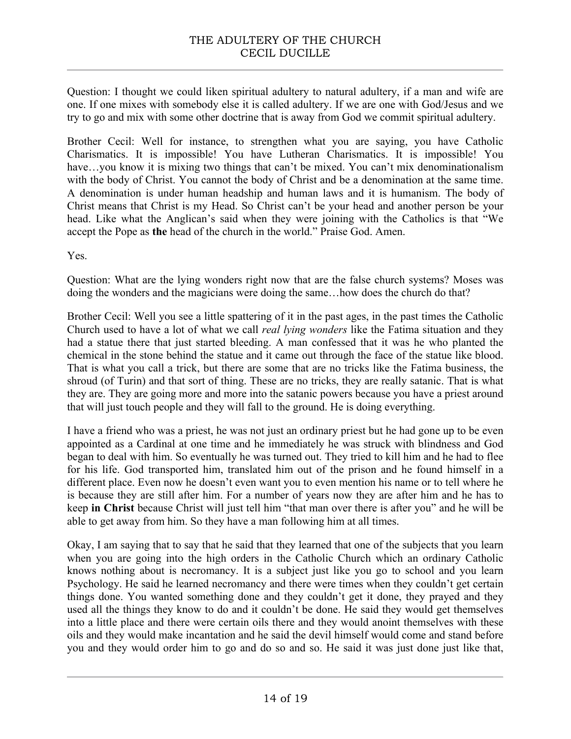Question: I thought we could liken spiritual adultery to natural adultery, if a man and wife are one. If one mixes with somebody else it is called adultery. If we are one with God/Jesus and we try to go and mix with some other doctrine that is away from God we commit spiritual adultery.

Brother Cecil: Well for instance, to strengthen what you are saying, you have Catholic Charismatics. It is impossible! You have Lutheran Charismatics. It is impossible! You have…you know it is mixing two things that can't be mixed. You can't mix denominationalism with the body of Christ. You cannot the body of Christ and be a denomination at the same time. A denomination is under human headship and human laws and it is humanism. The body of Christ means that Christ is my Head. So Christ can't be your head and another person be your head. Like what the Anglican's said when they were joining with the Catholics is that "We accept the Pope as **the** head of the church in the world." Praise God. Amen.

Yes.

Question: What are the lying wonders right now that are the false church systems? Moses was doing the wonders and the magicians were doing the same…how does the church do that?

Brother Cecil: Well you see a little spattering of it in the past ages, in the past times the Catholic Church used to have a lot of what we call *real lying wonders* like the Fatima situation and they had a statue there that just started bleeding. A man confessed that it was he who planted the chemical in the stone behind the statue and it came out through the face of the statue like blood. That is what you call a trick, but there are some that are no tricks like the Fatima business, the shroud (of Turin) and that sort of thing. These are no tricks, they are really satanic. That is what they are. They are going more and more into the satanic powers because you have a priest around that will just touch people and they will fall to the ground. He is doing everything.

I have a friend who was a priest, he was not just an ordinary priest but he had gone up to be even appointed as a Cardinal at one time and he immediately he was struck with blindness and God began to deal with him. So eventually he was turned out. They tried to kill him and he had to flee for his life. God transported him, translated him out of the prison and he found himself in a different place. Even now he doesn't even want you to even mention his name or to tell where he is because they are still after him. For a number of years now they are after him and he has to keep **in Christ** because Christ will just tell him "that man over there is after you" and he will be able to get away from him. So they have a man following him at all times.

Okay, I am saying that to say that he said that they learned that one of the subjects that you learn when you are going into the high orders in the Catholic Church which an ordinary Catholic knows nothing about is necromancy. It is a subject just like you go to school and you learn Psychology. He said he learned necromancy and there were times when they couldn't get certain things done. You wanted something done and they couldn't get it done, they prayed and they used all the things they know to do and it couldn't be done. He said they would get themselves into a little place and there were certain oils there and they would anoint themselves with these oils and they would make incantation and he said the devil himself would come and stand before you and they would order him to go and do so and so. He said it was just done just like that,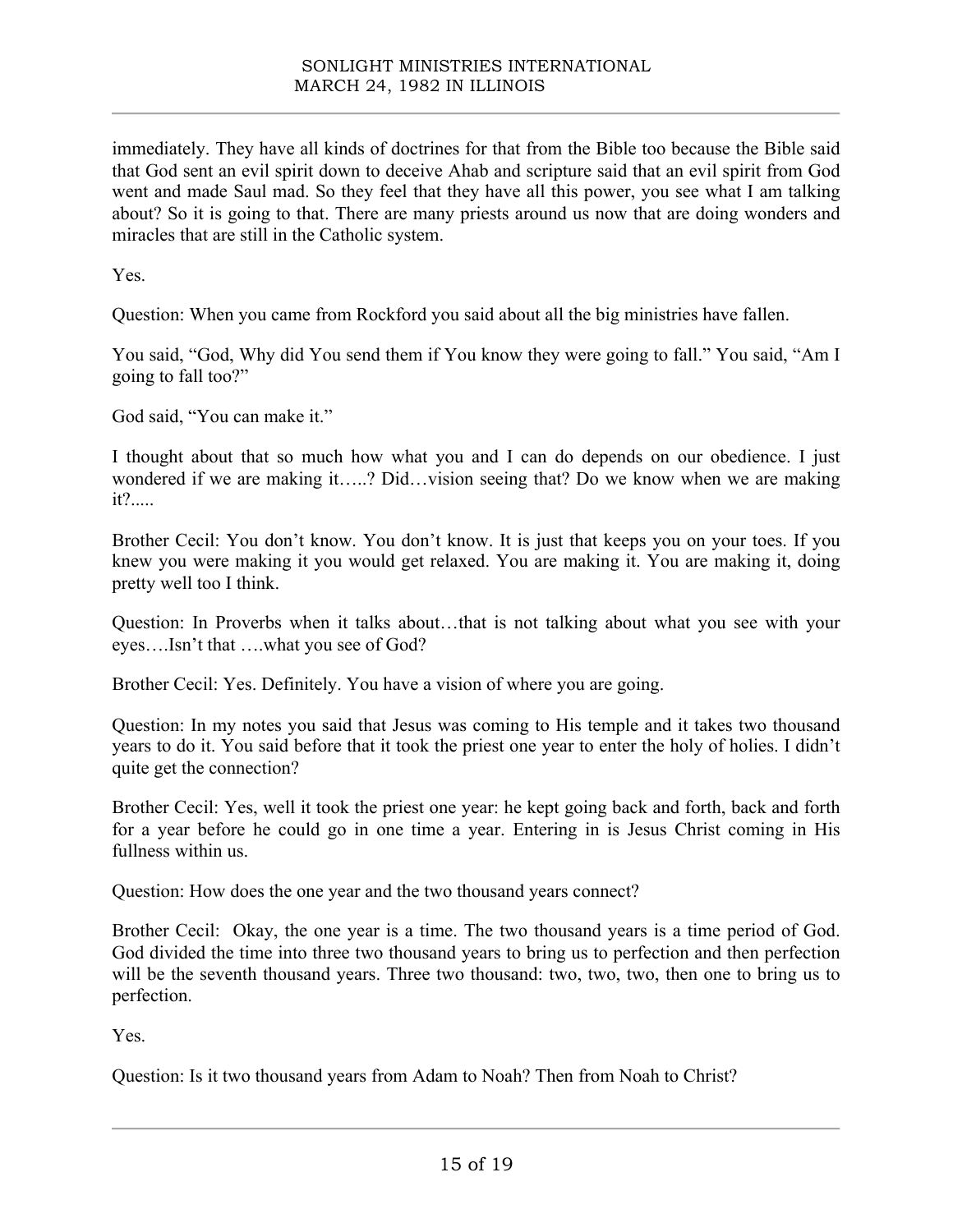immediately. They have all kinds of doctrines for that from the Bible too because the Bible said that God sent an evil spirit down to deceive Ahab and scripture said that an evil spirit from God went and made Saul mad. So they feel that they have all this power, you see what I am talking about? So it is going to that. There are many priests around us now that are doing wonders and miracles that are still in the Catholic system.

Yes.

Question: When you came from Rockford you said about all the big ministries have fallen.

You said, "God, Why did You send them if You know they were going to fall." You said, "Am I going to fall too?"

God said, "You can make it."

I thought about that so much how what you and I can do depends on our obedience. I just wondered if we are making it…..? Did…vision seeing that? Do we know when we are making it?.....

Brother Cecil: You don't know. You don't know. It is just that keeps you on your toes. If you knew you were making it you would get relaxed. You are making it. You are making it, doing pretty well too I think.

Question: In Proverbs when it talks about…that is not talking about what you see with your eyes….Isn't that ….what you see of God?

Brother Cecil: Yes. Definitely. You have a vision of where you are going.

Question: In my notes you said that Jesus was coming to His temple and it takes two thousand years to do it. You said before that it took the priest one year to enter the holy of holies. I didn't quite get the connection?

Brother Cecil: Yes, well it took the priest one year: he kept going back and forth, back and forth for a year before he could go in one time a year. Entering in is Jesus Christ coming in His fullness within us.

Question: How does the one year and the two thousand years connect?

Brother Cecil: Okay, the one year is a time. The two thousand years is a time period of God. God divided the time into three two thousand years to bring us to perfection and then perfection will be the seventh thousand years. Three two thousand: two, two, two, then one to bring us to perfection.

Yes.

Question: Is it two thousand years from Adam to Noah? Then from Noah to Christ?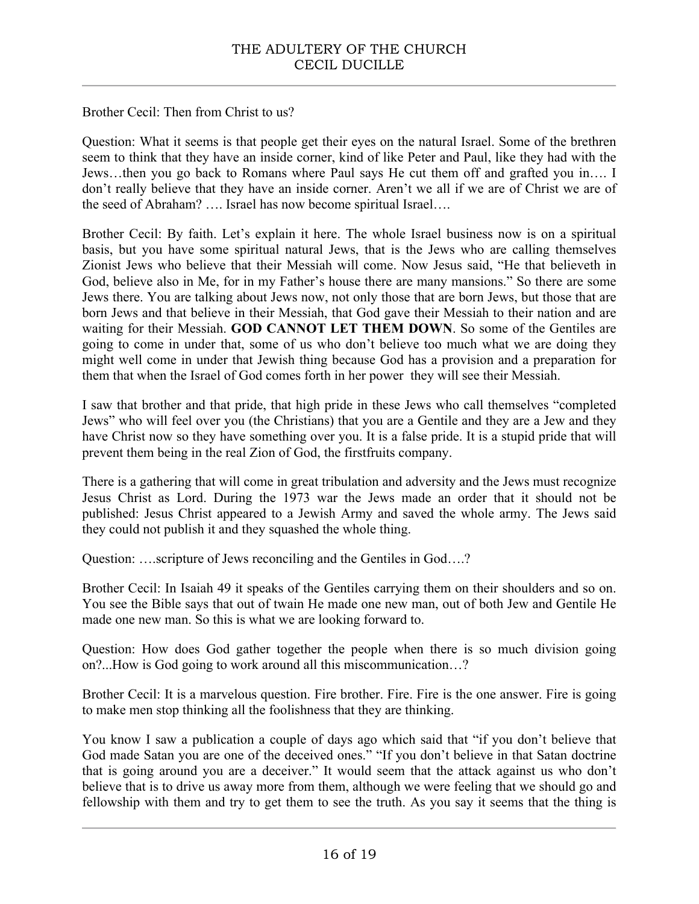Brother Cecil: Then from Christ to us?

Question: What it seems is that people get their eyes on the natural Israel. Some of the brethren seem to think that they have an inside corner, kind of like Peter and Paul, like they had with the Jews…then you go back to Romans where Paul says He cut them off and grafted you in…. I don't really believe that they have an inside corner. Aren't we all if we are of Christ we are of the seed of Abraham? …. Israel has now become spiritual Israel….

Brother Cecil: By faith. Let's explain it here. The whole Israel business now is on a spiritual basis, but you have some spiritual natural Jews, that is the Jews who are calling themselves Zionist Jews who believe that their Messiah will come. Now Jesus said, "He that believeth in God, believe also in Me, for in my Father's house there are many mansions." So there are some Jews there. You are talking about Jews now, not only those that are born Jews, but those that are born Jews and that believe in their Messiah, that God gave their Messiah to their nation and are waiting for their Messiah. **GOD CANNOT LET THEM DOWN**. So some of the Gentiles are going to come in under that, some of us who don't believe too much what we are doing they might well come in under that Jewish thing because God has a provision and a preparation for them that when the Israel of God comes forth in her power they will see their Messiah.

I saw that brother and that pride, that high pride in these Jews who call themselves "completed Jews" who will feel over you (the Christians) that you are a Gentile and they are a Jew and they have Christ now so they have something over you. It is a false pride. It is a stupid pride that will prevent them being in the real Zion of God, the firstfruits company.

There is a gathering that will come in great tribulation and adversity and the Jews must recognize Jesus Christ as Lord. During the 1973 war the Jews made an order that it should not be published: Jesus Christ appeared to a Jewish Army and saved the whole army. The Jews said they could not publish it and they squashed the whole thing.

Question: ….scripture of Jews reconciling and the Gentiles in God….?

Brother Cecil: In Isaiah 49 it speaks of the Gentiles carrying them on their shoulders and so on. You see the Bible says that out of twain He made one new man, out of both Jew and Gentile He made one new man. So this is what we are looking forward to.

Question: How does God gather together the people when there is so much division going on?...How is God going to work around all this miscommunication…?

Brother Cecil: It is a marvelous question. Fire brother. Fire. Fire is the one answer. Fire is going to make men stop thinking all the foolishness that they are thinking.

You know I saw a publication a couple of days ago which said that "if you don't believe that God made Satan you are one of the deceived ones." "If you don't believe in that Satan doctrine that is going around you are a deceiver." It would seem that the attack against us who don't believe that is to drive us away more from them, although we were feeling that we should go and fellowship with them and try to get them to see the truth. As you say it seems that the thing is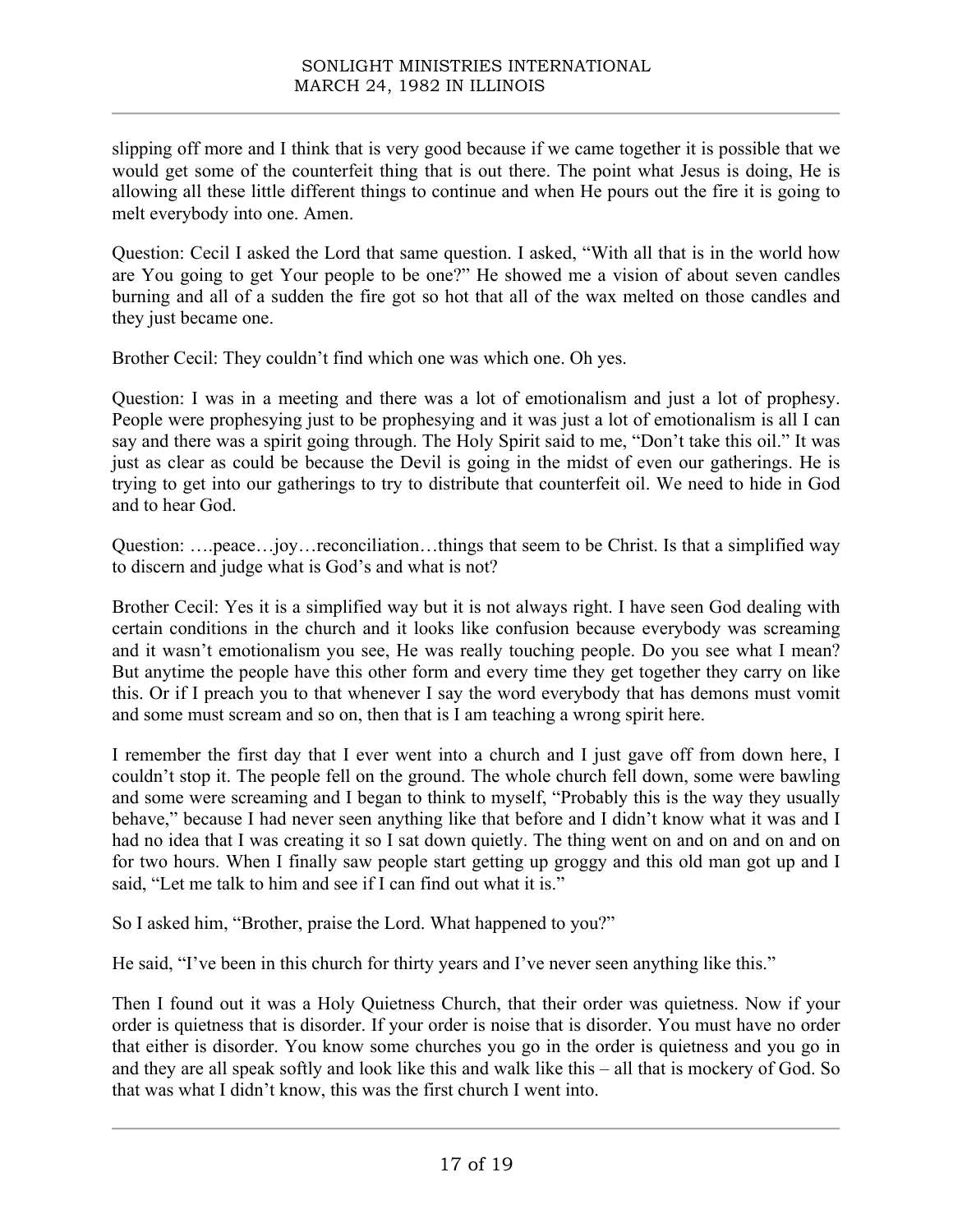slipping off more and I think that is very good because if we came together it is possible that we would get some of the counterfeit thing that is out there. The point what Jesus is doing, He is allowing all these little different things to continue and when He pours out the fire it is going to melt everybody into one. Amen.

Question: Cecil I asked the Lord that same question. I asked, "With all that is in the world how are You going to get Your people to be one?" He showed me a vision of about seven candles burning and all of a sudden the fire got so hot that all of the wax melted on those candles and they just became one.

Brother Cecil: They couldn't find which one was which one. Oh yes.

Question: I was in a meeting and there was a lot of emotionalism and just a lot of prophesy. People were prophesying just to be prophesying and it was just a lot of emotionalism is all I can say and there was a spirit going through. The Holy Spirit said to me, "Don't take this oil." It was just as clear as could be because the Devil is going in the midst of even our gatherings. He is trying to get into our gatherings to try to distribute that counterfeit oil. We need to hide in God and to hear God.

Question: ….peace…joy…reconciliation…things that seem to be Christ. Is that a simplified way to discern and judge what is God's and what is not?

Brother Cecil: Yes it is a simplified way but it is not always right. I have seen God dealing with certain conditions in the church and it looks like confusion because everybody was screaming and it wasn't emotionalism you see, He was really touching people. Do you see what I mean? But anytime the people have this other form and every time they get together they carry on like this. Or if I preach you to that whenever I say the word everybody that has demons must vomit and some must scream and so on, then that is I am teaching a wrong spirit here.

I remember the first day that I ever went into a church and I just gave off from down here, I couldn't stop it. The people fell on the ground. The whole church fell down, some were bawling and some were screaming and I began to think to myself, "Probably this is the way they usually behave," because I had never seen anything like that before and I didn't know what it was and I had no idea that I was creating it so I sat down quietly. The thing went on and on and on and on for two hours. When I finally saw people start getting up groggy and this old man got up and I said, "Let me talk to him and see if I can find out what it is."

So I asked him, "Brother, praise the Lord. What happened to you?"

He said, "I've been in this church for thirty years and I've never seen anything like this."

Then I found out it was a Holy Quietness Church, that their order was quietness. Now if your order is quietness that is disorder. If your order is noise that is disorder. You must have no order that either is disorder. You know some churches you go in the order is quietness and you go in and they are all speak softly and look like this and walk like this – all that is mockery of God. So that was what I didn't know, this was the first church I went into.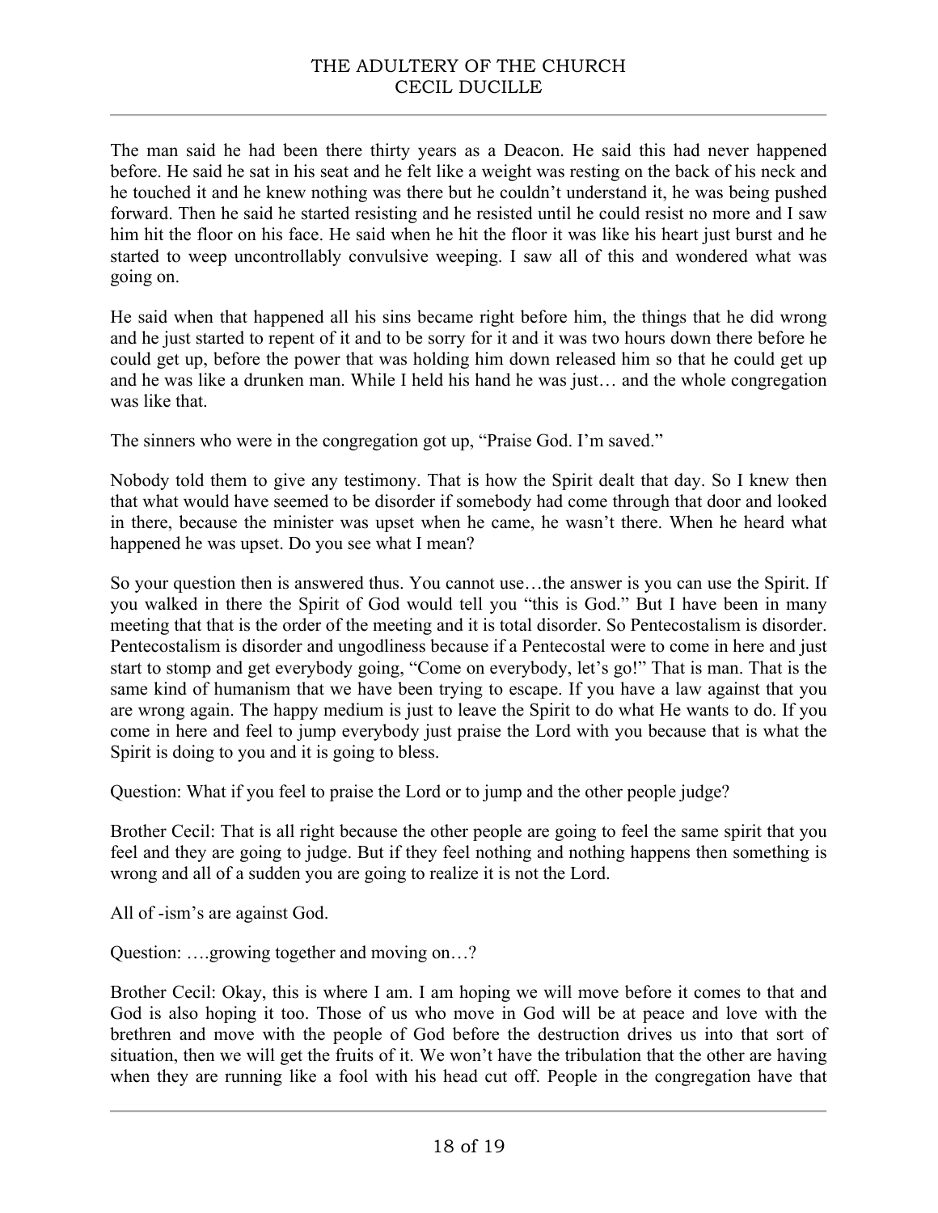The man said he had been there thirty years as a Deacon. He said this had never happened before. He said he sat in his seat and he felt like a weight was resting on the back of his neck and he touched it and he knew nothing was there but he couldn't understand it, he was being pushed forward. Then he said he started resisting and he resisted until he could resist no more and I saw him hit the floor on his face. He said when he hit the floor it was like his heart just burst and he started to weep uncontrollably convulsive weeping. I saw all of this and wondered what was going on.

He said when that happened all his sins became right before him, the things that he did wrong and he just started to repent of it and to be sorry for it and it was two hours down there before he could get up, before the power that was holding him down released him so that he could get up and he was like a drunken man. While I held his hand he was just… and the whole congregation was like that.

The sinners who were in the congregation got up, "Praise God. I'm saved."

Nobody told them to give any testimony. That is how the Spirit dealt that day. So I knew then that what would have seemed to be disorder if somebody had come through that door and looked in there, because the minister was upset when he came, he wasn't there. When he heard what happened he was upset. Do you see what I mean?

So your question then is answered thus. You cannot use…the answer is you can use the Spirit. If you walked in there the Spirit of God would tell you "this is God." But I have been in many meeting that that is the order of the meeting and it is total disorder. So Pentecostalism is disorder. Pentecostalism is disorder and ungodliness because if a Pentecostal were to come in here and just start to stomp and get everybody going, "Come on everybody, let's go!" That is man. That is the same kind of humanism that we have been trying to escape. If you have a law against that you are wrong again. The happy medium is just to leave the Spirit to do what He wants to do. If you come in here and feel to jump everybody just praise the Lord with you because that is what the Spirit is doing to you and it is going to bless.

Question: What if you feel to praise the Lord or to jump and the other people judge?

Brother Cecil: That is all right because the other people are going to feel the same spirit that you feel and they are going to judge. But if they feel nothing and nothing happens then something is wrong and all of a sudden you are going to realize it is not the Lord.

All of -ism's are against God.

Question: ….growing together and moving on…?

Brother Cecil: Okay, this is where I am. I am hoping we will move before it comes to that and God is also hoping it too. Those of us who move in God will be at peace and love with the brethren and move with the people of God before the destruction drives us into that sort of situation, then we will get the fruits of it. We won't have the tribulation that the other are having when they are running like a fool with his head cut off. People in the congregation have that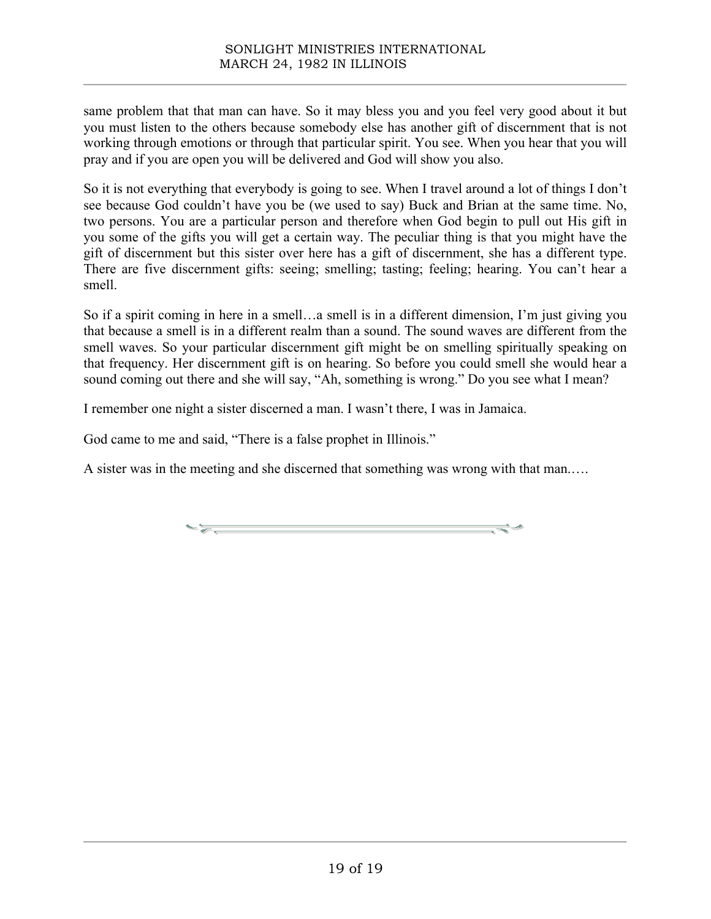same problem that that man can have. So it may bless you and you feel very good about it but you must listen to the others because somebody else has another gift of discernment that is not working through emotions or through that particular spirit. You see. When you hear that you will pray and if you are open you will be delivered and God will show you also.

So it is not everything that everybody is going to see. When I travel around a lot of things I don't see because God couldn't have you be (we used to say) Buck and Brian at the same time. No, two persons. You are a particular person and therefore when God begin to pull out His gift in you some of the gifts you will get a certain way. The peculiar thing is that you might have the gift of discernment but this sister over here has a gift of discernment, she has a different type. There are five discernment gifts: seeing; smelling; tasting; feeling; hearing. You can't hear a smell.

So if a spirit coming in here in a smell…a smell is in a different dimension, I'm just giving you that because a smell is in a different realm than a sound. The sound waves are different from the smell waves. So your particular discernment gift might be on smelling spiritually speaking on that frequency. Her discernment gift is on hearing. So before you could smell she would hear a sound coming out there and she will say, "Ah, something is wrong." Do you see what I mean?

I remember one night a sister discerned a man. I wasn't there, I was in Jamaica.

God came to me and said, "There is a false prophet in Illinois."

A sister was in the meeting and she discerned that something was wrong with that man.….